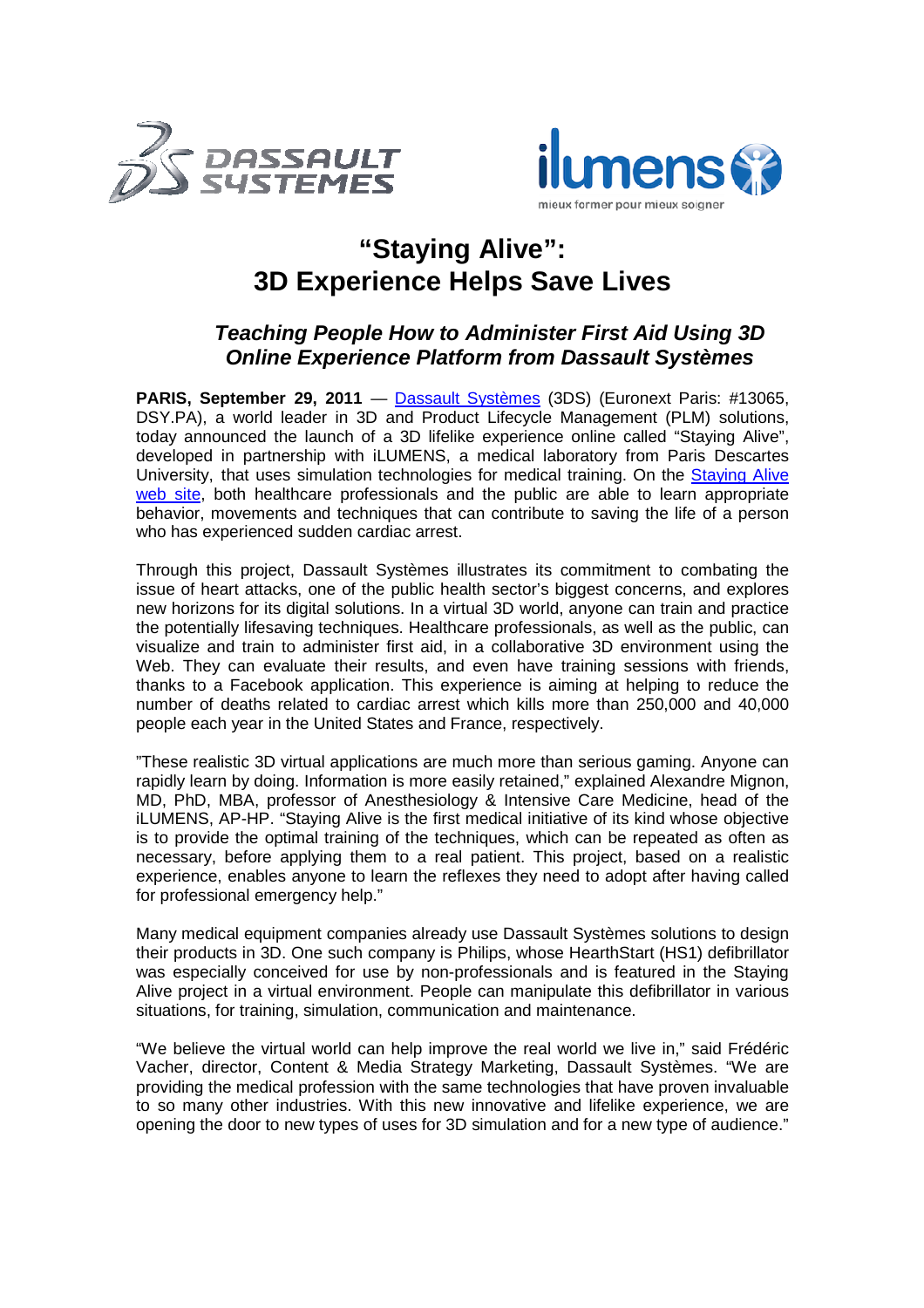# "Staying Alive": 3D Experience Helps Save Lives

## *Teaching People How to Administer First Aid Using 3D Online Experience Platform from Dassault Systèmes*

**PARIS, September 29, 2011** — Dassault Systèmes (3DS) (Euronext Paris: #13065, DSY.PA), a world leader in 3D and Product Lifecycle Management (PLM) solutions, today announced the launch of a 3D lifelike experience online called "Staying Alive", developed in partnership with iLUMENS, a medical laboratory from Paris Descartes University, that uses simulation technologies for medical training. On the Staying Alive web site, both healthcare professionals and the public are able to learn appropriate behavior, movements and techniques that can contribute to saving the life of a person who has experienced sudden cardiac arrest.

Through this project, Dassault Systèmes illustrates its commitment to combating the issue of heart attacks, one of the public health sector's biggest concerns, and explores new horizons for its digital solutions. In a virtual 3D world, anyone can train and practice the potentially lifesaving techniques. Healthcare professionals, as well as the public, can visualize and train to administer first aid, in a collaborative 3D environment using the Web. They can evaluate their results, and even have training sessions with friends, thanks to a Facebook application. This experience is aiming at helping to reduce the number of deaths related to cardiac arrest which kills more than 250,000 and 40,000 people each year in the United States and France, respectively.

"These realistic 3D virtual applications are much more than serious gaming. Anyone can rapidly learn by doing. Information is more easily retained," explained Alexandre Mignon, MD, PhD, MBA, professor of Anesthesiology & Intensive Care Medicine, head of the iLUMENS, AP-HP. "Staying Alive is the first medical initiative of its kind whose objective is to provide the optimal training of the techniques, which can be repeated as often as necessary, before applying them to a real patient. This project, based on a realistic experience, enables anyone to learn the reflexes they need to adopt after having called for professional emergency help."

Many medical equipment companies already use Dassault Systèmes solutions to design their products in 3D. One such company is Philips, whose HearthStart (HS1) defibrillator was especially conceived for use by non-professionals and is featured in the Staying Alive project in a virtual environment. People can manipulate this defibrillator in various situations, for training, simulation, communication and maintenance.

"We believe the virtual world can help improve the real world we live in," said Frédéric Vacher, director, Content & Media Strategy Marketing, Dassault Systèmes. "We are providing the medical profession with the same technologies that have proven invaluable to so many other industries. With this new innovative and lifelike experience, we are opening the door to new types of uses for 3D simulation and for a new type of audience."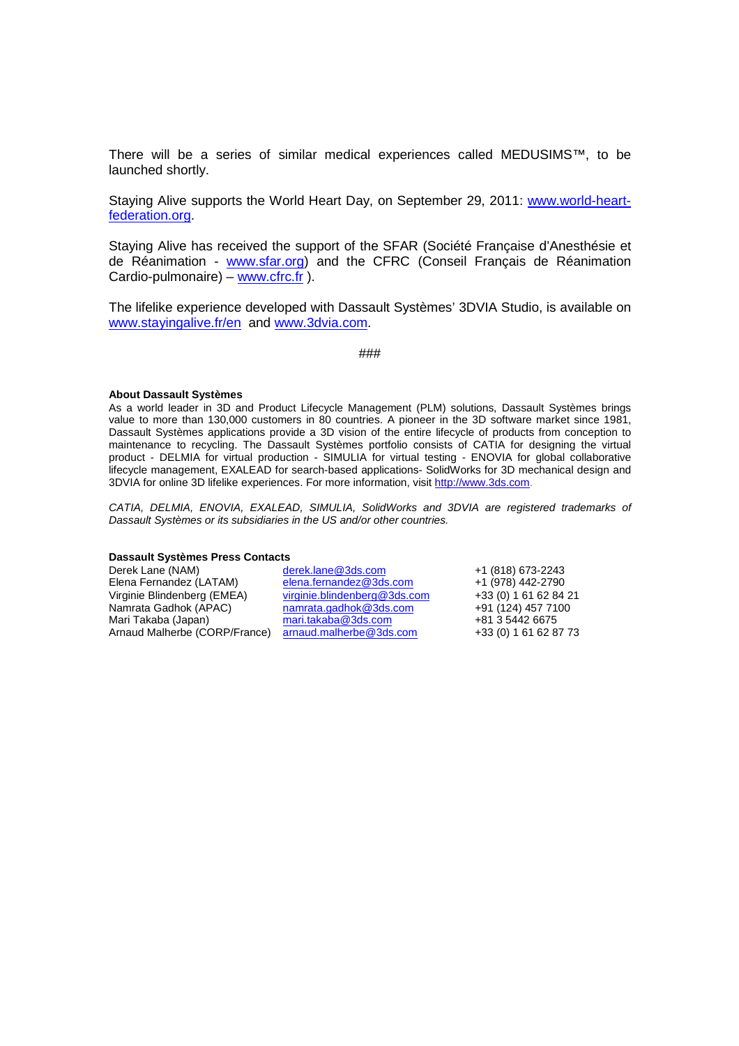There will be a series of similar medical experiences called MEDUSIMS™, to be launched shortly.

Staying Alive supports the World Heart Day, on September 29, 2011: www.world-heart-federation.org.

Staying Alive has received the support of the SFAR (Société Française d'Anesthésie et de Réanimation - www.sfar.org) and the CFRC (Conseil Français de Réanimation Cardio-pulmonaire) – www.cfrc.fr ).

The lifelike experience developed with Dassault Systèmes' 3DVIA Studio, is available on www.stayingalive.fr/en and www.3dvia.com.

###

**About Dassault Systèmes**

As a world leader in 3D and Product Lifecycle Management (PLM) solutions, Dassault Systèmes brings value to more than 130,000 customers in 80 countries. A pioneer in the 3D software market since 1981, Dassault Systèmes applications provide a 3D vision of the entire lifecycle of products from conception to maintenance to recycling. The Dassault Systèmes portfolio consists of CATIA for designing the virtual product - DELMIA for virtual production - SIMULIA for virtual testing - ENOVIA for global collaborative lifecycle management, EXALEAD for search-based applications- SolidWorks for 3D mechanical design and 3DVIA for online 3D lifelike experiences. For more information, visit http://www.3ds.com.

*CATIA, DELMIA, ENOVIA, EXALEAD, SIMULIA, SolidWorks and 3DVIA are registered trademarks of Dassault Systèmes or its subsidiaries in the US and/or other countries.*

**Dassault Systèmes Press Contacts**

| | | |
|---|---|---|
| Derek Lane (NAM) | derek.lane@3ds.com | +1 (818) 673-2243 |
| Elena Fernandez (LATAM) | elena.fernandez@3ds.com | +1 (978) 442-2790 |
| Virginie Blindenberg (EMEA) | virginie.blindenberg@3ds.com | +33 (0) 1 61 62 84 21 |
| Namrata Gadhok (APAC) | namrata.gadhok@3ds.com | +91 (124) 457 7100 |
| Mari Takaba (Japan) | mari.takaba@3ds.com | +81 3 5442 6675 |
| Arnaud Malherbe (CORP/France) | arnaud.malherbe@3ds.com | +33 (0) 1 61 62 87 73 |